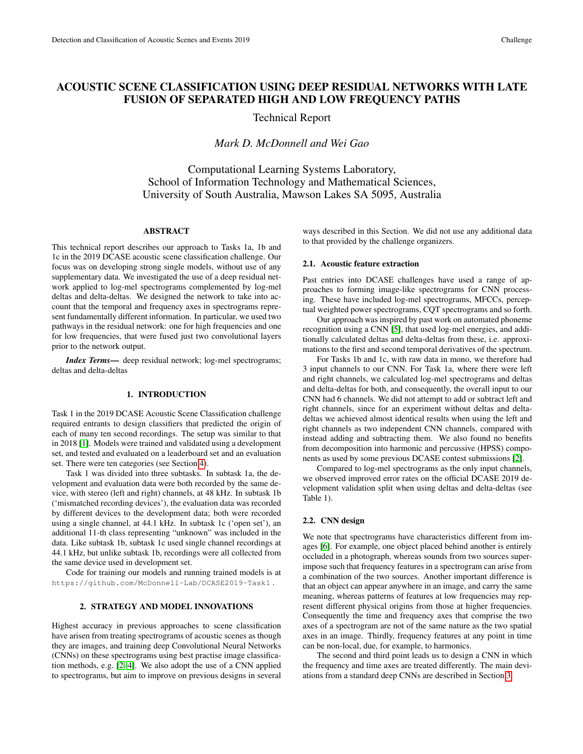# ACOUSTIC SCENE CLASSIFICATION USING DEEP RESIDUAL NETWORKS WITH LATE FUSION OF SEPARATED HIGH AND LOW FREQUENCY PATHS

Technical Report

*Mark D. McDonnell and Wei Gao*

Computational Learning Systems Laboratory,
School of Information Technology and Mathematical Sciences,
University of South Australia, Mawson Lakes SA 5095, Australia

## ABSTRACT

This technical report describes our approach to Tasks 1a, 1b and 1c in the 2019 DCASE acoustic scene classification challenge. Our focus was on developing strong single models, without use of any supplementary data. We investigated the use of a deep residual network applied to log-mel spectrograms complemented by log-mel deltas and delta-deltas. We designed the network to take into account that the temporal and frequency axes in spectrograms represent fundamentally different information. In particular, we used two pathways in the residual network: one for high frequencies and one for low frequencies, that were fused just two convolutional layers prior to the network output.

***Index Terms*—** deep residual network; log-mel spectrograms; deltas and delta-deltas

## 1. INTRODUCTION

Task 1 in the 2019 DCASE Acoustic Scene Classification challenge required entrants to design classifiers that predicted the origin of each of many ten second recordings. The setup was similar to that in 2018 [1]. Models were trained and validated using a development set, and tested and evaluated on a leaderboard set and an evaluation set. There were ten categories (see Section 4).

Task 1 was divided into three subtasks. In subtask 1a, the development and evaluation data were both recorded by the same device, with stereo (left and right) channels, at 48 kHz. In subtask 1b ('mismatched recording devices'), the evaluation data was recorded by different devices to the development data; both were recorded using a single channel, at 44.1 kHz. In subtask 1c ('open set'), an additional 11-th class representing "unknown" was included in the data. Like subtask 1b, subtask 1c used single channel recordings at 44.1 kHz, but unlike subtask 1b, recordings were all collected from the same device used in development set.

Code for training our models and running trained models is at `https://github.com/McDonnell-Lab/DCASE2019-Task1`.

## 2. STRATEGY AND MODEL INNOVATIONS

Highest accuracy in previous approaches to scene classification have arisen from treating spectrograms of acoustic scenes as though they are images, and training deep Convolutional Neural Networks (CNNs) on these spectrograms using best practise image classification methods, e.g. [2–4]. We also adopt the use of a CNN applied to spectrograms, but aim to improve on previous designs in several ways described in this Section. We did not use any additional data to that provided by the challenge organizers.

### 2.1. Acoustic feature extraction

Past entries into DCASE challenges have used a range of approaches to forming image-like spectrograms for CNN processing. These have included log-mel spectrograms, MFCCs, perceptual weighted power spectrograms, CQT spectrograms and so forth.

Our approach was inspired by past work on automated phoneme recognition using a CNN [5], that used log-mel energies, and additionally calculated deltas and delta-deltas from these, i.e. approximations to the first and second temporal derivatives of the spectrum.

For Tasks 1b and 1c, with raw data in mono, we therefore had 3 input channels to our CNN. For Task 1a, where there were left and right channels, we calculated log-mel spectrograms and deltas and delta-deltas for both, and consequently, the overall input to our CNN had 6 channels. We did not attempt to add or subtract left and right channels, since for an experiment without deltas and delta-deltas we achieved almost identical results when using the left and right channels as two independent CNN channels, compared with instead adding and subtracting them. We also found no benefits from decomposition into harmonic and percussive (HPSS) components as used by some previous DCASE contest submissions [2].

Compared to log-mel spectrograms as the only input channels, we observed improved error rates on the official DCASE 2019 development validation split when using deltas and delta-deltas (see Table 1).

### 2.2. CNN design

We note that spectrograms have characteristics different from images [6]. For example, one object placed behind another is entirely occluded in a photograph, whereas sounds from two sources superimpose such that frequency features in a spectrogram can arise from a combination of the two sources. Another important difference is that an object can appear anywhere in an image, and carry the same meaning, whereas patterns of features at low frequencies may represent different physical origins from those at higher frequencies. Consequently the time and frequency axes that comprise the two axes of a spectrogram are not of the same nature as the two spatial axes in an image. Thirdly, frequency features at any point in time can be non-local, due, for example, to harmonics.

The second and third point leads us to design a CNN in which the frequency and time axes are treated differently. The main deviations from a standard deep CNNs are described in Section 3.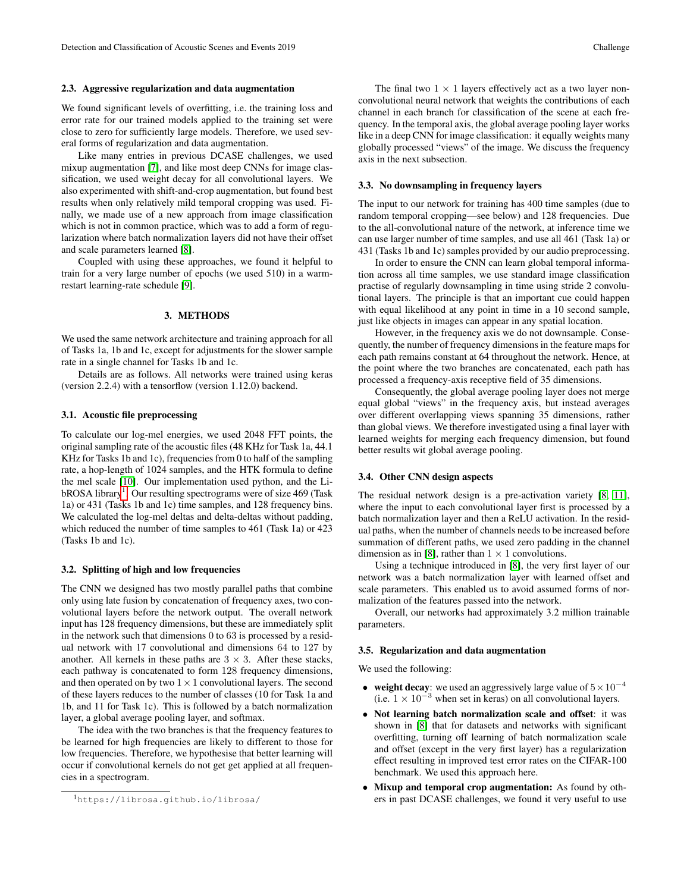### 2.3. Aggressive regularization and data augmentation

We found significant levels of overfitting, i.e. the training loss and error rate for our trained models applied to the training set were close to zero for sufficiently large models. Therefore, we used several forms of regularization and data augmentation.

Like many entries in previous DCASE challenges, we used mixup augmentation [7], and like most deep CNNs for image classification, we used weight decay for all convolutional layers. We also experimented with shift-and-crop augmentation, but found best results when only relatively mild temporal cropping was used. Finally, we made use of a new approach from image classification which is not in common practice, which was to add a form of regularization where batch normalization layers did not have their offset and scale parameters learned [8].

Coupled with using these approaches, we found it helpful to train for a very large number of epochs (we used 510) in a warm-restart learning-rate schedule [9].

## 3. METHODS

We used the same network architecture and training approach for all of Tasks 1a, 1b and 1c, except for adjustments for the slower sample rate in a single channel for Tasks 1b and 1c.

Details are as follows. All networks were trained using keras (version 2.2.4) with a tensorflow (version 1.12.0) backend.

### 3.1. Acoustic file preprocessing

To calculate our log-mel energies, we used 2048 FFT points, the original sampling rate of the acoustic files (48 KHz for Task 1a, 44.1 KHz for Tasks 1b and 1c), frequencies from 0 to half of the sampling rate, a hop-length of 1024 samples, and the HTK formula to define the mel scale [10]. Our implementation used python, and the LibROSA library[1]. Our resulting spectrograms were of size 469 (Task 1a) or 431 (Tasks 1b and 1c) time samples, and 128 frequency bins. We calculated the log-mel deltas and delta-deltas without padding, which reduced the number of time samples to 461 (Task 1a) or 423 (Tasks 1b and 1c).

### 3.2. Splitting of high and low frequencies

The CNN we designed has two mostly parallel paths that combine only using late fusion by concatenation of frequency axes, two convolutional layers before the network output. The overall network input has 128 frequency dimensions, but these are immediately split in the network such that dimensions 0 to 63 is processed by a residual network with 17 convolutional and dimensions 64 to 127 by another. All kernels in these paths are $3 \times 3$. After these stacks, each pathway is concatenated to form 128 frequency dimensions, and then operated on by two $1 \times 1$ convolutional layers. The second of these layers reduces to the number of classes (10 for Task 1a and 1b, and 11 for Task 1c). This is followed by a batch normalization layer, a global average pooling layer, and softmax.

The idea with the two branches is that the frequency features to be learned for high frequencies are likely to different to those for low frequencies. Therefore, we hypothesise that better learning will occur if convolutional kernels do not get get applied at all frequencies in a spectrogram.

[1] https://librosa.github.io/librosa/

The final two $1 \times 1$ layers effectively act as a two layer non-convolutional neural network that weights the contributions of each channel in each branch for classification of the scene at each frequency. In the temporal axis, the global average pooling layer works like in a deep CNN for image classification: it equally weights many globally processed "views" of the image. We discuss the frequency axis in the next subsection.

### 3.3. No downsampling in frequency layers

The input to our network for training has 400 time samples (due to random temporal cropping—see below) and 128 frequencies. Due to the all-convolutional nature of the network, at inference time we can use larger number of time samples, and use all 461 (Task 1a) or 431 (Tasks 1b and 1c) samples provided by our audio preprocessing.

In order to ensure the CNN can learn global temporal information across all time samples, we use standard image classification practise of regularly downsampling in time using stride 2 convolutional layers. The principle is that an important cue could happen with equal likelihood at any point in time in a 10 second sample, just like objects in images can appear in any spatial location.

However, in the frequency axis we do not downsample. Consequently, the number of frequency dimensions in the feature maps for each path remains constant at 64 throughout the network. Hence, at the point where the two branches are concatenated, each path has processed a frequency-axis receptive field of 35 dimensions.

Consequently, the global average pooling layer does not merge equal global "views" in the frequency axis, but instead averages over different overlapping views spanning 35 dimensions, rather than global views. We therefore investigated using a final layer with learned weights for merging each frequency dimension, but found better results wit global average pooling.

### 3.4. Other CNN design aspects

The residual network design is a pre-activation variety [8, 11], where the input to each convolutional layer first is processed by a batch normalization layer and then a ReLU activation. In the residual paths, when the number of channels needs to be increased before summation of different paths, we used zero padding in the channel dimension as in [8], rather than $1 \times 1$ convolutions.

Using a technique introduced in [8], the very first layer of our network was a batch normalization layer with learned offset and scale parameters. This enabled us to avoid assumed forms of normalization of the features passed into the network.

Overall, our networks had approximately 3.2 million trainable parameters.

### 3.5. Regularization and data augmentation

We used the following:

- **weight decay**: we used an aggressively large value of $5 \times 10^{-4}$ (i.e. $1 \times 10^{-3}$ when set in keras) on all convolutional layers.
- **Not learning batch normalization scale and offset**: it was shown in [8] that for datasets and networks with significant overfitting, turning off learning of batch normalization scale and offset (except in the very first layer) has a regularization effect resulting in improved test error rates on the CIFAR-100 benchmark. We used this approach here.
- **Mixup and temporal crop augmentation:** As found by others in past DCASE challenges, we found it very useful to use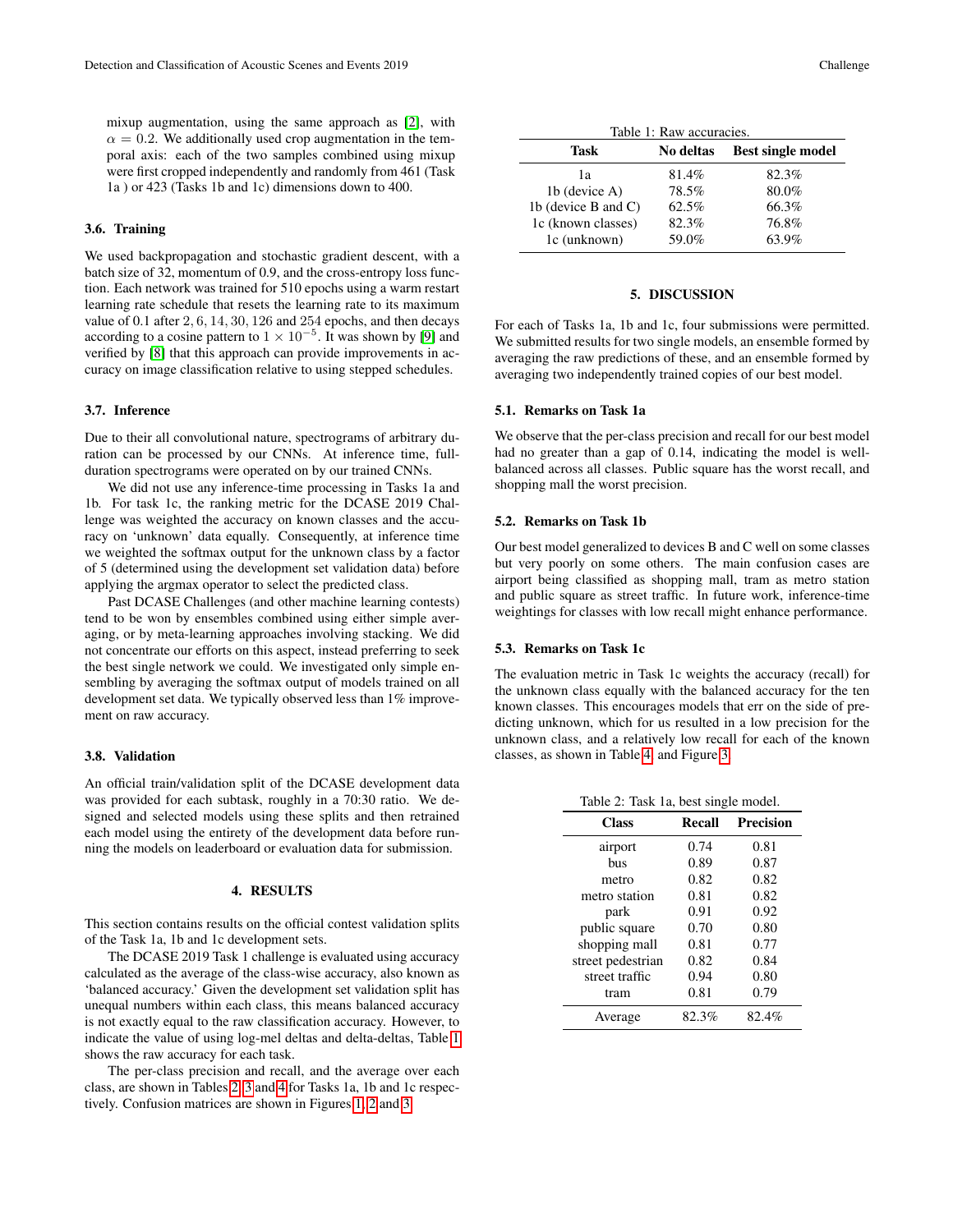mixup augmentation, using the same approach as [2], with $\alpha = 0.2$. We additionally used crop augmentation in the temporal axis: each of the two samples combined using mixup were first cropped independently and randomly from 461 (Task 1a ) or 423 (Tasks 1b and 1c) dimensions down to 400.

### 3.6. Training

We used backpropagation and stochastic gradient descent, with a batch size of 32, momentum of 0.9, and the cross-entropy loss function. Each network was trained for 510 epochs using a warm restart learning rate schedule that resets the learning rate to its maximum value of 0.1 after 2, 6, 14, 30, 126 and 254 epochs, and then decays according to a cosine pattern to $1 \times 10^{-5}$. It was shown by [9] and verified by [8] that this approach can provide improvements in accuracy on image classification relative to using stepped schedules.

### 3.7. Inference

Due to their all convolutional nature, spectrograms of arbitrary duration can be processed by our CNNs. At inference time, full-duration spectrograms were operated on by our trained CNNs.

We did not use any inference-time processing in Tasks 1a and 1b. For task 1c, the ranking metric for the DCASE 2019 Challenge was weighted the accuracy on known classes and the accuracy on 'unknown' data equally. Consequently, at inference time we weighted the softmax output for the unknown class by a factor of 5 (determined using the development set validation data) before applying the argmax operator to select the predicted class.

Past DCASE Challenges (and other machine learning contests) tend to be won by ensembles combined using either simple averaging, or by meta-learning approaches involving stacking. We did not concentrate our efforts on this aspect, instead preferring to seek the best single network we could. We investigated only simple ensembling by averaging the softmax output of models trained on all development set data. We typically observed less than 1% improvement on raw accuracy.

### 3.8. Validation

An official train/validation split of the DCASE development data was provided for each subtask, roughly in a 70:30 ratio. We designed and selected models using these splits and then retrained each model using the entirety of the development data before running the models on leaderboard or evaluation data for submission.

## 4. RESULTS

This section contains results on the official contest validation splits of the Task 1a, 1b and 1c development sets.

The DCASE 2019 Task 1 challenge is evaluated using accuracy calculated as the average of the class-wise accuracy, also known as 'balanced accuracy.' Given the development set validation split has unequal numbers within each class, this means balanced accuracy is not exactly equal to the raw classification accuracy. However, to indicate the value of using log-mel deltas and delta-deltas, Table 1 shows the raw accuracy for each task.

The per-class precision and recall, and the average over each class, are shown in Tables 2, 3 and 4 for Tasks 1a, 1b and 1c respectively. Confusion matrices are shown in Figures 1, 2 and 3.

Table 1: Raw accuracies.

| Task | No deltas | Best single model |
|---|---|---|
| 1a | 81.4% | 82.3% |
| 1b (device A) | 78.5% | 80.0% |
| 1b (device B and C) | 62.5% | 66.3% |
| 1c (known classes) | 82.3% | 76.8% |
| 1c (unknown) | 59.0% | 63.9% |

## 5. DISCUSSION

For each of Tasks 1a, 1b and 1c, four submissions were permitted. We submitted results for two single models, an ensemble formed by averaging the raw predictions of these, and an ensemble formed by averaging two independently trained copies of our best model.

### 5.1. Remarks on Task 1a

We observe that the per-class precision and recall for our best model had no greater than a gap of 0.14, indicating the model is well-balanced across all classes. Public square has the worst recall, and shopping mall the worst precision.

### 5.2. Remarks on Task 1b

Our best model generalized to devices B and C well on some classes but very poorly on some others. The main confusion cases are airport being classified as shopping mall, tram as metro station and public square as street traffic. In future work, inference-time weightings for classes with low recall might enhance performance.

### 5.3. Remarks on Task 1c

The evaluation metric in Task 1c weights the accuracy (recall) for the unknown class equally with the balanced accuracy for the ten known classes. This encourages models that err on the side of predicting unknown, which for us resulted in a low precision for the unknown class, and a relatively low recall for each of the known classes, as shown in Table 4, and Figure 3.

Table 2: Task 1a, best single model.

| Class | Recall | Precision |
|---|---|---|
| airport | 0.74 | 0.81 |
| bus | 0.89 | 0.87 |
| metro | 0.82 | 0.82 |
| metro station | 0.81 | 0.82 |
| park | 0.91 | 0.92 |
| public square | 0.70 | 0.80 |
| shopping mall | 0.81 | 0.77 |
| street pedestrian | 0.82 | 0.84 |
| street traffic | 0.94 | 0.80 |
| tram | 0.81 | 0.79 |
| Average | 82.3% | 82.4% |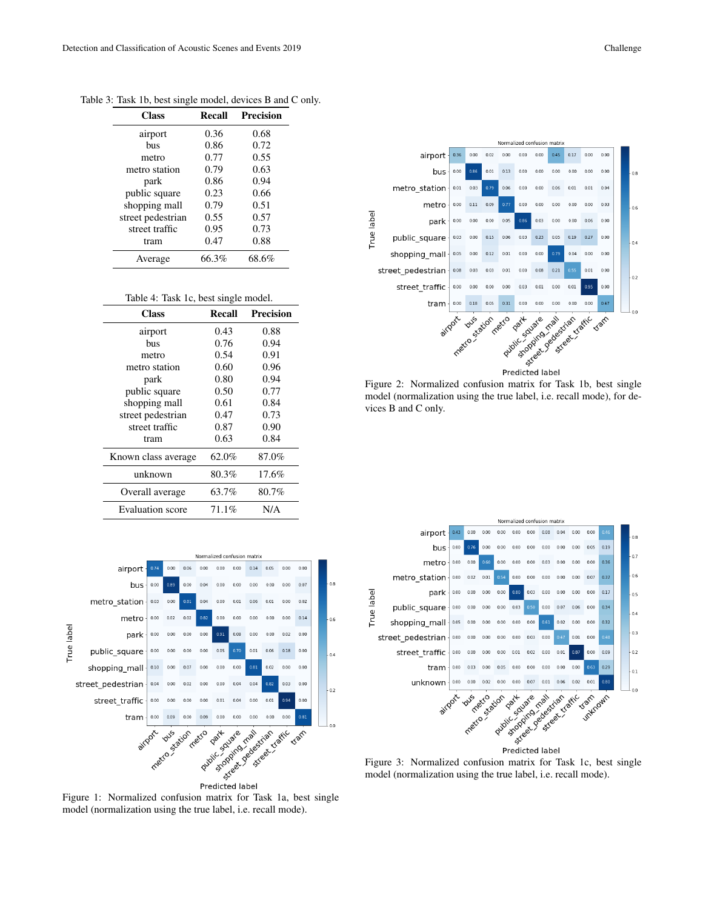Table 3: Task 1b, best single model, devices B and C only.

| Class | Recall | Precision |
|---|---|---|
| airport | 0.36 | 0.68 |
| bus | 0.86 | 0.72 |
| metro | 0.77 | 0.55 |
| metro station | 0.79 | 0.63 |
| park | 0.86 | 0.94 |
| public square | 0.23 | 0.66 |
| shopping mall | 0.79 | 0.51 |
| street pedestrian | 0.55 | 0.57 |
| street traffic | 0.95 | 0.73 |
| tram | 0.47 | 0.88 |
| Average | 66.3% | 68.6% |

Table 4: Task 1c, best single model.

| Class | Recall | Precision |
|---|---|---|
| airport | 0.43 | 0.88 |
| bus | 0.76 | 0.94 |
| metro | 0.54 | 0.91 |
| metro station | 0.60 | 0.96 |
| park | 0.80 | 0.94 |
| public square | 0.50 | 0.77 |
| shopping mall | 0.61 | 0.84 |
| street pedestrian | 0.47 | 0.73 |
| street traffic | 0.87 | 0.90 |
| tram | 0.63 | 0.84 |
| Known class average | 62.0% | 87.0% |
| unknown | 80.3% | 17.6% |
| Overall average | 63.7% | 80.7% |
| Evaluation score | 71.1% | N/A |

Figure 1: Normalized confusion matrix for Task 1a, best single model (normalization using the true label, i.e. recall mode).

Figure 2: Normalized confusion matrix for Task 1b, best single model (normalization using the true label, i.e. recall mode), for devices B and C only.

Figure 3: Normalized confusion matrix for Task 1c, best single model (normalization using the true label, i.e. recall mode).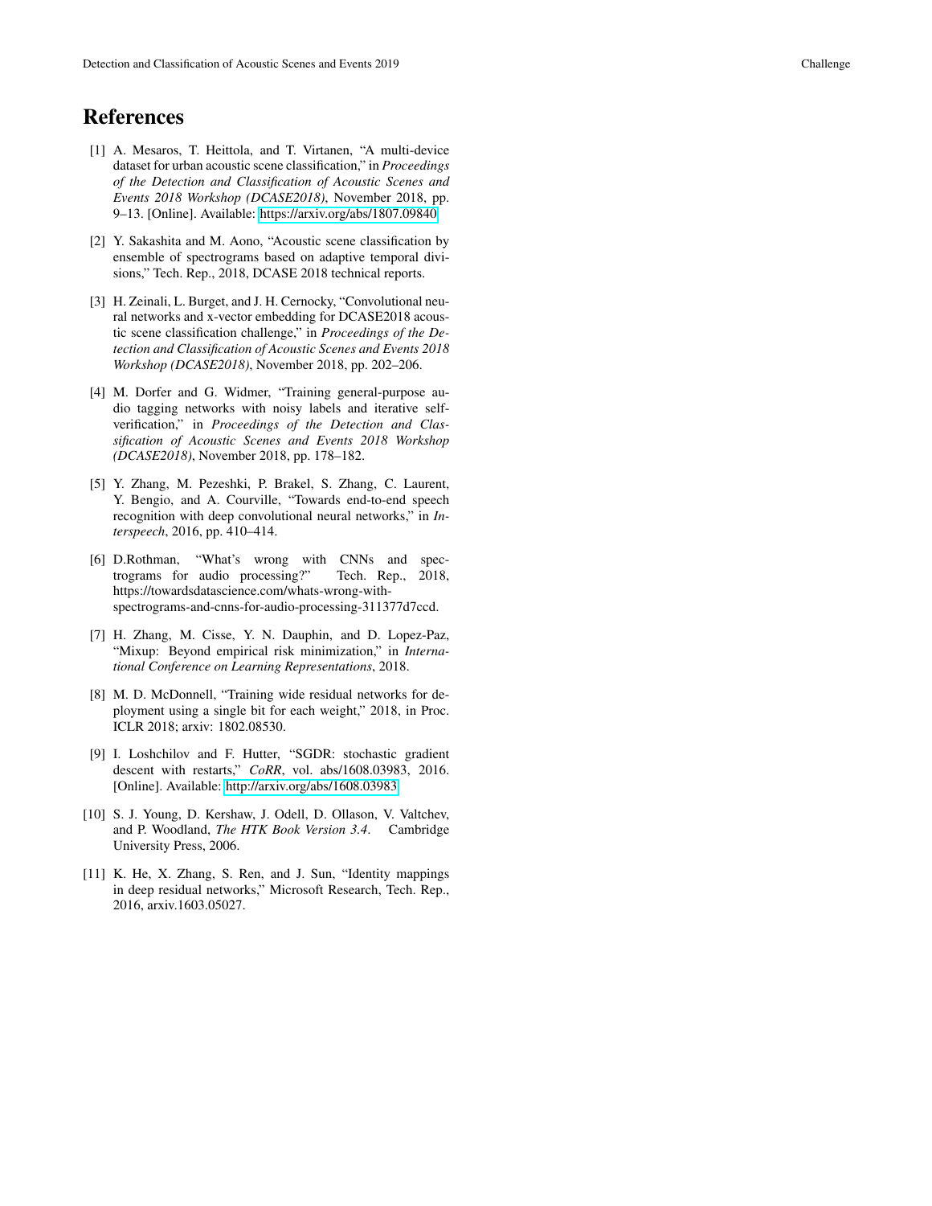# References

[1] A. Mesaros, T. Heittola, and T. Virtanen, "A multi-device dataset for urban acoustic scene classification," in *Proceedings of the Detection and Classification of Acoustic Scenes and Events 2018 Workshop (DCASE2018)*, November 2018, pp. 9–13. [Online]. Available: https://arxiv.org/abs/1807.09840

[2] Y. Sakashita and M. Aono, "Acoustic scene classification by ensemble of spectrograms based on adaptive temporal divisions," Tech. Rep., 2018, DCASE 2018 technical reports.

[3] H. Zeinali, L. Burget, and J. H. Cernocky, "Convolutional neural networks and x-vector embedding for DCASE2018 acoustic scene classification challenge," in *Proceedings of the Detection and Classification of Acoustic Scenes and Events 2018 Workshop (DCASE2018)*, November 2018, pp. 202–206.

[4] M. Dorfer and G. Widmer, "Training general-purpose audio tagging networks with noisy labels and iterative self-verification," in *Proceedings of the Detection and Classification of Acoustic Scenes and Events 2018 Workshop (DCASE2018)*, November 2018, pp. 178–182.

[5] Y. Zhang, M. Pezeshki, P. Brakel, S. Zhang, C. Laurent, Y. Bengio, and A. Courville, "Towards end-to-end speech recognition with deep convolutional neural networks," in *Interspeech*, 2016, pp. 410–414.

[6] D.Rothman, "What's wrong with CNNs and spectrograms for audio processing?" Tech. Rep., 2018, https://towardsdatascience.com/whats-wrong-with-spectrograms-and-cnns-for-audio-processing-311377d7ccd.

[7] H. Zhang, M. Cisse, Y. N. Dauphin, and D. Lopez-Paz, "Mixup: Beyond empirical risk minimization," in *International Conference on Learning Representations*, 2018.

[8] M. D. McDonnell, "Training wide residual networks for deployment using a single bit for each weight," 2018, in Proc. ICLR 2018; arxiv: 1802.08530.

[9] I. Loshchilov and F. Hutter, "SGDR: stochastic gradient descent with restarts," *CoRR*, vol. abs/1608.03983, 2016. [Online]. Available: http://arxiv.org/abs/1608.03983

[10] S. J. Young, D. Kershaw, J. Odell, D. Ollason, V. Valtchev, and P. Woodland, *The HTK Book Version 3.4*. Cambridge University Press, 2006.

[11] K. He, X. Zhang, S. Ren, and J. Sun, "Identity mappings in deep residual networks," Microsoft Research, Tech. Rep., 2016, arxiv.1603.05027.